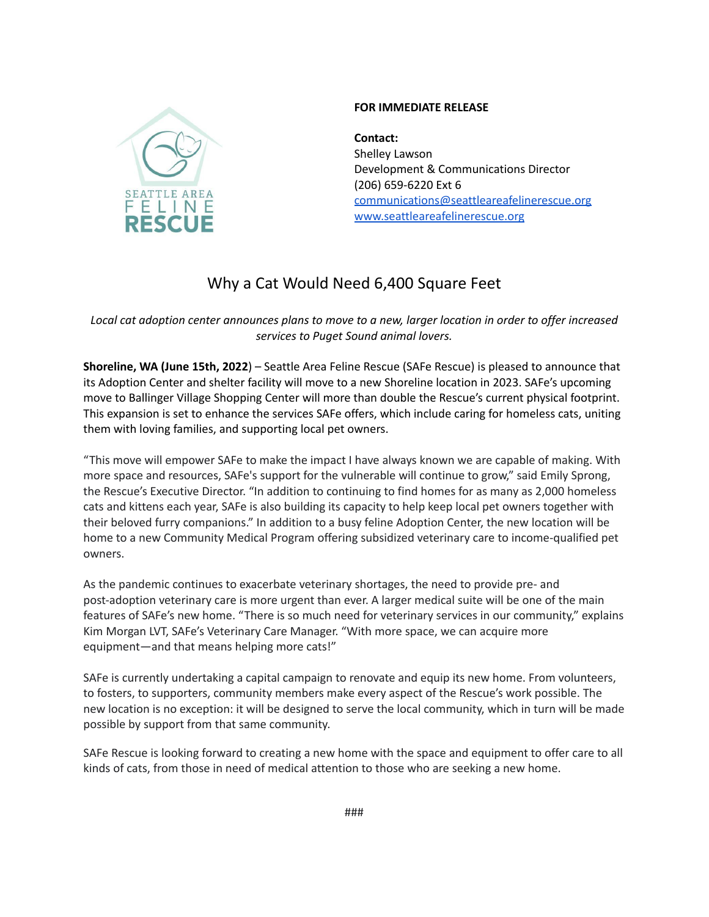SEATTLE AREA FELINE RESCUE

**FOR IMMEDIATE RELEASE**

**Contact:**
Shelley Lawson
Development & Communications Director
(206) 659-6220 Ext 6
communications@seattleareafelinerescue.org
www.seattleareafelinerescue.org

# Why a Cat Would Need 6,400 Square Feet

*Local cat adoption center announces plans to move to a new, larger location in order to offer increased services to Puget Sound animal lovers.*

**Shoreline, WA (June 15th, 2022**) – Seattle Area Feline Rescue (SAFe Rescue) is pleased to announce that its Adoption Center and shelter facility will move to a new Shoreline location in 2023. SAFe's upcoming move to Ballinger Village Shopping Center will more than double the Rescue's current physical footprint. This expansion is set to enhance the services SAFe offers, which include caring for homeless cats, uniting them with loving families, and supporting local pet owners.

"This move will empower SAFe to make the impact I have always known we are capable of making. With more space and resources, SAFe's support for the vulnerable will continue to grow," said Emily Sprong, the Rescue's Executive Director. "In addition to continuing to find homes for as many as 2,000 homeless cats and kittens each year, SAFe is also building its capacity to help keep local pet owners together with their beloved furry companions." In addition to a busy feline Adoption Center, the new location will be home to a new Community Medical Program offering subsidized veterinary care to income-qualified pet owners.

As the pandemic continues to exacerbate veterinary shortages, the need to provide pre- and post-adoption veterinary care is more urgent than ever. A larger medical suite will be one of the main features of SAFe's new home. "There is so much need for veterinary services in our community," explains Kim Morgan LVT, SAFe's Veterinary Care Manager. "With more space, we can acquire more equipment—and that means helping more cats!"

SAFe is currently undertaking a capital campaign to renovate and equip its new home. From volunteers, to fosters, to supporters, community members make every aspect of the Rescue's work possible. The new location is no exception: it will be designed to serve the local community, which in turn will be made possible by support from that same community.

SAFe Rescue is looking forward to creating a new home with the space and equipment to offer care to all kinds of cats, from those in need of medical attention to those who are seeking a new home.

###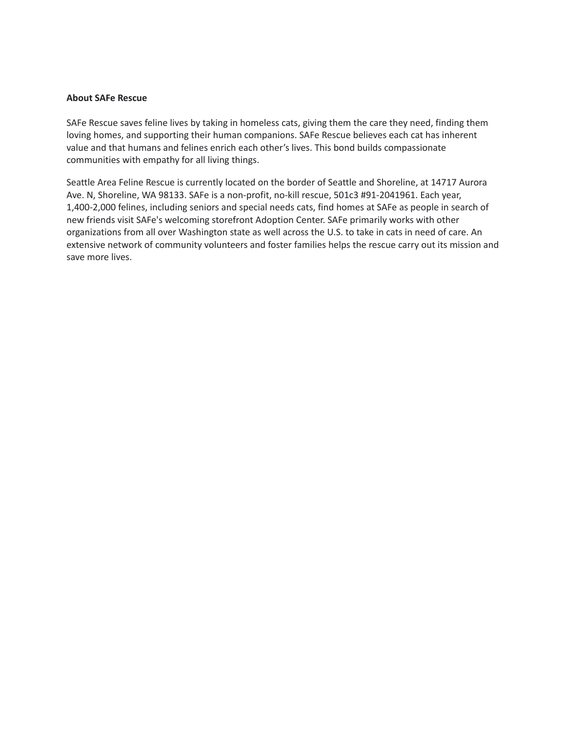**About SAFe Rescue**

SAFe Rescue saves feline lives by taking in homeless cats, giving them the care they need, finding them loving homes, and supporting their human companions. SAFe Rescue believes each cat has inherent value and that humans and felines enrich each other's lives. This bond builds compassionate communities with empathy for all living things.

Seattle Area Feline Rescue is currently located on the border of Seattle and Shoreline, at 14717 Aurora Ave. N, Shoreline, WA 98133. SAFe is a non-profit, no-kill rescue, 501c3 #91-2041961. Each year, 1,400-2,000 felines, including seniors and special needs cats, find homes at SAFe as people in search of new friends visit SAFe's welcoming storefront Adoption Center. SAFe primarily works with other organizations from all over Washington state as well across the U.S. to take in cats in need of care. An extensive network of community volunteers and foster families helps the rescue carry out its mission and save more lives.